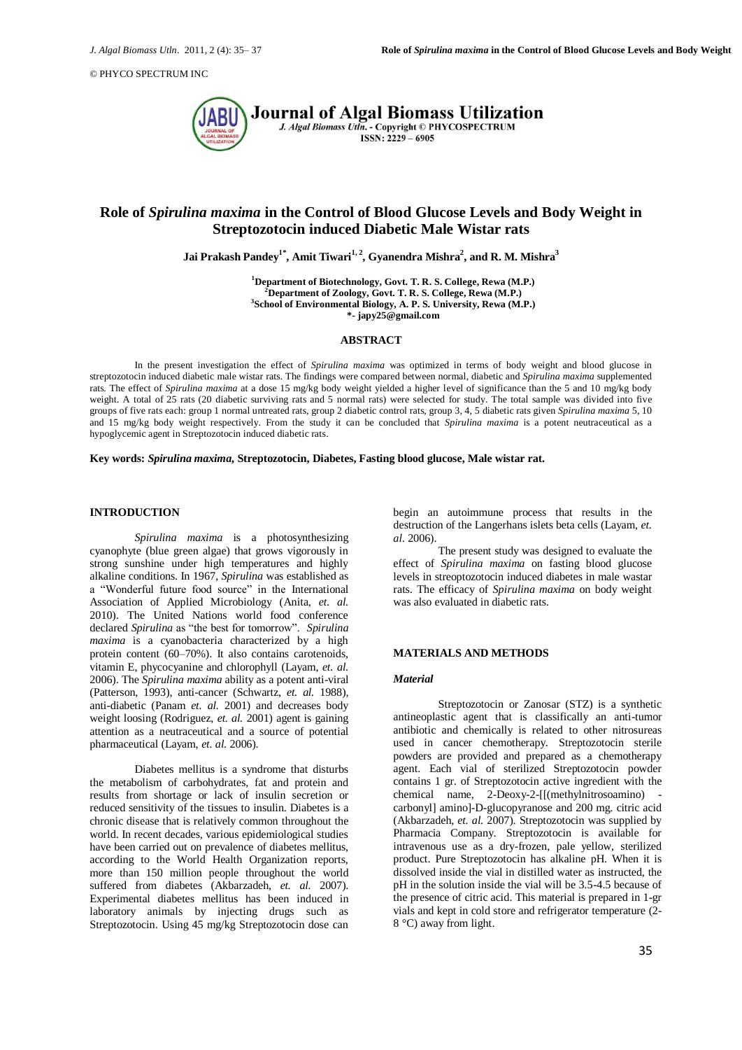# Role of *Spirulina maxima* in the Control of Blood Glucose Levels and Body Weight in Streptozotocin induced Diabetic Male Wistar rats

**Jai Prakash Pandey[1*], Amit Tiwari[1, 2], Gyanendra Mishra[2], and R. M. Mishra[3]**

[1]Department of Biotechnology, Govt. T. R. S. College, Rewa (M.P.)
[2]Department of Zoology, Govt. T. R. S. College, Rewa (M.P.)
[3]School of Environmental Biology, A. P. S. University, Rewa (M.P.)
*- japy25@gmail.com

## ABSTRACT

In the present investigation the effect of *Spirulina maxima* was optimized in terms of body weight and blood glucose in streptozotocin induced diabetic male wistar rats. The findings were compared between normal, diabetic and *Spirulina maxima* supplemented rats. The effect of *Spirulina maxima* at a dose 15 mg/kg body weight yielded a higher level of significance than the 5 and 10 mg/kg body weight. A total of 25 rats (20 diabetic surviving rats and 5 normal rats) were selected for study. The total sample was divided into five groups of five rats each: group 1 normal untreated rats, group 2 diabetic control rats, group 3, 4, 5 diabetic rats given *Spirulina maxima* 5, 10 and 15 mg/kg body weight respectively. From the study it can be concluded that *Spirulina maxima* is a potent neutraceutical as a hypoglycemic agent in Streptozotocin induced diabetic rats.

**Key words:** ***Spirulina maxima*, Streptozotocin, Diabetes, Fasting blood glucose, Male wistar rat.**

## INTRODUCTION

*Spirulina maxima* is a photosynthesizing cyanophyte (blue green algae) that grows vigorously in strong sunshine under high temperatures and highly alkaline conditions. In 1967, *Spirulina* was established as a "Wonderful future food source" in the International Association of Applied Microbiology (Anita, *et. al.* 2010). The United Nations world food conference declared *Spirulina* as "the best for tomorrow". *Spirulina maxima* is a cyanobacteria characterized by a high protein content (60–70%). It also contains carotenoids, vitamin E, phycocyanine and chlorophyll (Layam, *et. al.* 2006). The *Spirulina maxima* ability as a potent anti-viral (Patterson, 1993), anti-cancer (Schwartz, *et. al.* 1988), anti-diabetic (Panam *et. al.* 2001) and decreases body weight loosing (Rodriguez, *et. al.* 2001) agent is gaining attention as a neutraceutical and a source of potential pharmaceutical (Layam, *et. al.* 2006).

Diabetes mellitus is a syndrome that disturbs the metabolism of carbohydrates, fat and protein and results from shortage or lack of insulin secretion or reduced sensitivity of the tissues to insulin. Diabetes is a chronic disease that is relatively common throughout the world. In recent decades, various epidemiological studies have been carried out on prevalence of diabetes mellitus, according to the World Health Organization reports, more than 150 million people throughout the world suffered from diabetes (Akbarzadeh, *et. al.* 2007). Experimental diabetes mellitus has been induced in laboratory animals by injecting drugs such as Streptozotocin. Using 45 mg/kg Streptozotocin dose can begin an autoimmune process that results in the destruction of the Langerhans islets beta cells (Layam, *et. al.* 2006).

The present study was designed to evaluate the effect of *Spirulina maxima* on fasting blood glucose levels in streoptozotocin induced diabetes in male wastar rats. The efficacy of *Spirulina maxima* on body weight was also evaluated in diabetic rats.

## MATERIALS AND METHODS

### *Material*

Streptozotocin or Zanosar (STZ) is a synthetic antineoplastic agent that is classifically an anti-tumor antibiotic and chemically is related to other nitrosureas used in cancer chemotherapy. Streptozotocin sterile powders are provided and prepared as a chemotherapy agent. Each vial of sterilized Streptozotocin powder contains 1 gr. of Streptozotocin active ingredient with the chemical name, 2-Deoxy-2-[[(methylnitrosoamino) - carbonyl] amino]-D-glucopyranose and 200 mg. citric acid (Akbarzadeh, *et. al.* 2007). Streptozotocin was supplied by Pharmacia Company. Streptozotocin is available for intravenous use as a dry-frozen, pale yellow, sterilized product. Pure Streptozotocin has alkaline pH. When it is dissolved inside the vial in distilled water as instructed, the pH in the solution inside the vial will be 3.5-4.5 because of the presence of citric acid. This material is prepared in 1-gr vials and kept in cold store and refrigerator temperature (2-8 °C) away from light.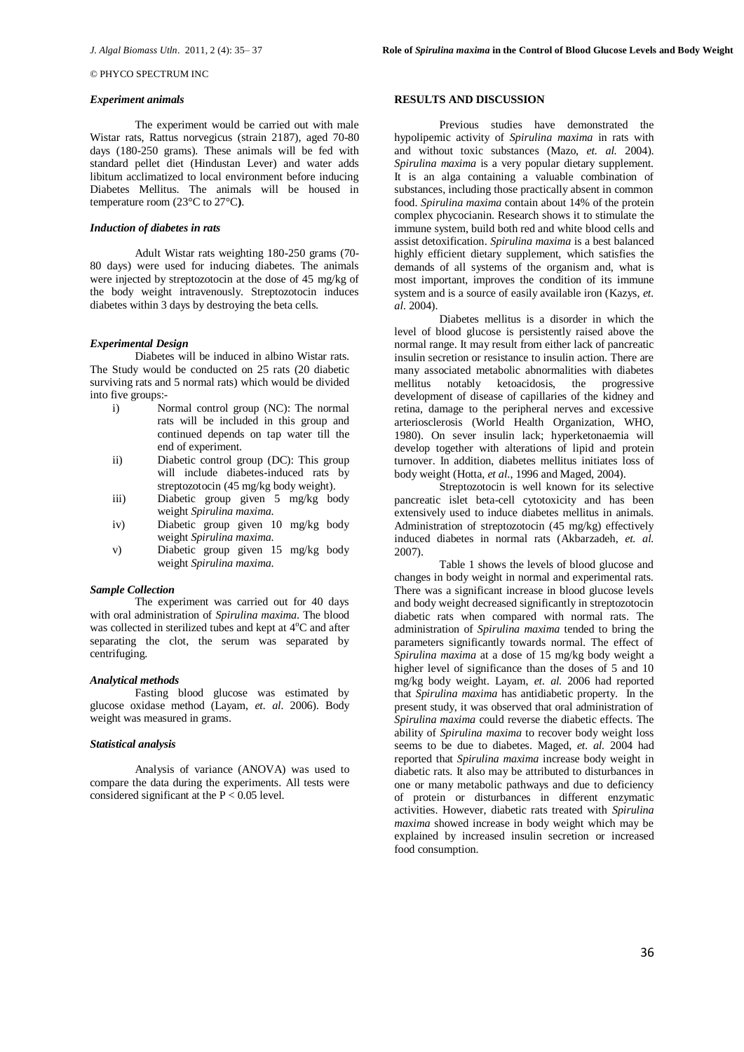### *Experiment animals*

The experiment would be carried out with male Wistar rats, Rattus norvegicus (strain 2187), aged 70-80 days (180-250 grams). These animals will be fed with standard pellet diet (Hindustan Lever) and water adds libitum acclimatized to local environment before inducing Diabetes Mellitus. The animals will be housed in temperature room (23°C to 27°C**)**.

### *Induction of diabetes in rats*

Adult Wistar rats weighting 180-250 grams (70-80 days) were used for inducing diabetes. The animals were injected by streptozotocin at the dose of 45 mg/kg of the body weight intravenously. Streptozotocin induces diabetes within 3 days by destroying the beta cells.

### *Experimental Design*

Diabetes will be induced in albino Wistar rats. The Study would be conducted on 25 rats (20 diabetic surviving rats and 5 normal rats) which would be divided into five groups:-

i) Normal control group (NC): The normal rats will be included in this group and continued depends on tap water till the end of experiment.
ii) Diabetic control group (DC): This group will include diabetes-induced rats by streptozotocin (45 mg/kg body weight).
iii) Diabetic group given 5 mg/kg body weight *Spirulina maxima.*
iv) Diabetic group given 10 mg/kg body weight *Spirulina maxima.*
v) Diabetic group given 15 mg/kg body weight *Spirulina maxima.*

### *Sample Collection*

The experiment was carried out for 40 days with oral administration of *Spirulina maxima*. The blood was collected in sterilized tubes and kept at 4°C and after separating the clot, the serum was separated by centrifuging.

### *Analytical methods*

Fasting blood glucose was estimated by glucose oxidase method (Layam, *et. al*. 2006). Body weight was measured in grams.

### *Statistical analysis*

Analysis of variance (ANOVA) was used to compare the data during the experiments. All tests were considered significant at the $P < 0.05$ level.

## RESULTS AND DISCUSSION

Previous studies have demonstrated the hypolipemic activity of *Spirulina maxima* in rats with and without toxic substances (Mazo, *et. al.* 2004). *Spirulina maxima* is a very popular dietary supplement. It is an alga containing a valuable combination of substances, including those practically absent in common food. *Spirulina maxima* contain about 14% of the protein complex phycocianin. Research shows it to stimulate the immune system, build both red and white blood cells and assist detoxification. *Spirulina maxima* is a best balanced highly efficient dietary supplement, which satisfies the demands of all systems of the organism and, what is most important, improves the condition of its immune system and is a source of easily available iron (Kazys, *et. al*. 2004).

Diabetes mellitus is a disorder in which the level of blood glucose is persistently raised above the normal range. It may result from either lack of pancreatic insulin secretion or resistance to insulin action. There are many associated metabolic abnormalities with diabetes mellitus notably ketoacidosis, the progressive development of disease of capillaries of the kidney and retina, damage to the peripheral nerves and excessive arteriosclerosis (World Health Organization, WHO, 1980). On sever insulin lack; hyperketonaemia will develop together with alterations of lipid and protein turnover. In addition, diabetes mellitus initiates loss of body weight (Hotta, *et al.*, 1996 and Maged, 2004).

Streptozotocin is well known for its selective pancreatic islet beta-cell cytotoxicity and has been extensively used to induce diabetes mellitus in animals. Administration of streptozotocin (45 mg/kg) effectively induced diabetes in normal rats (Akbarzadeh, *et. al.* 2007).

Table 1 shows the levels of blood glucose and changes in body weight in normal and experimental rats. There was a significant increase in blood glucose levels and body weight decreased significantly in streptozotocin diabetic rats when compared with normal rats. The administration of *Spirulina maxima* tended to bring the parameters significantly towards normal. The effect of *Spirulina maxima* at a dose of 15 mg/kg body weight a higher level of significance than the doses of 5 and 10 mg/kg body weight. Layam, *et. al.* 2006 had reported that *Spirulina maxima* has antidiabetic property. In the present study, it was observed that oral administration of *Spirulina maxima* could reverse the diabetic effects. The ability of *Spirulina maxima* to recover body weight loss seems to be due to diabetes. Maged, *et. al.* 2004 had reported that *Spirulina maxima* increase body weight in diabetic rats. It also may be attributed to disturbances in one or many metabolic pathways and due to deficiency of protein or disturbances in different enzymatic activities. However, diabetic rats treated with *Spirulina maxima* showed increase in body weight which may be explained by increased insulin secretion or increased food consumption.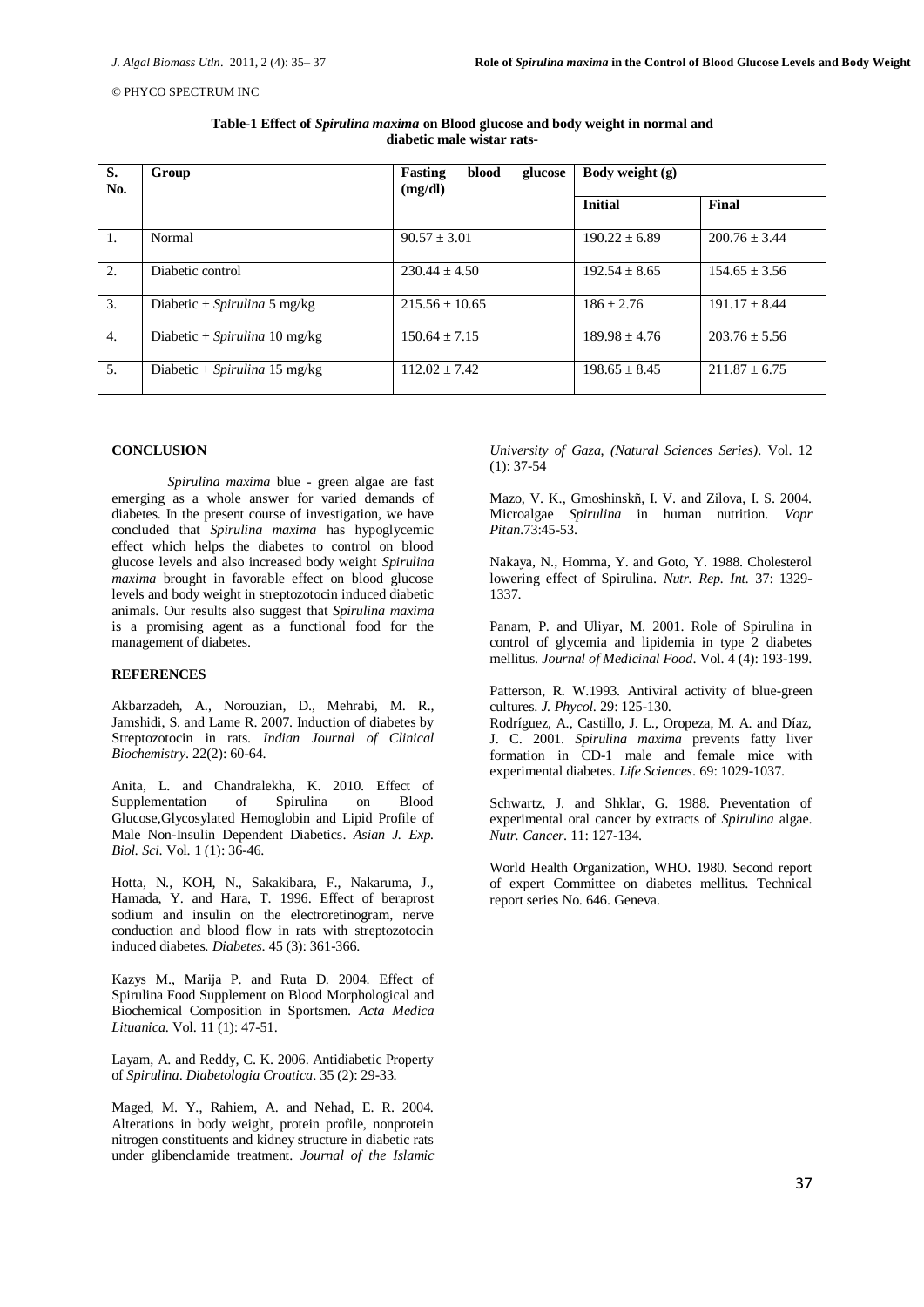**Table-1 Effect of *Spirulina maxima* on Blood glucose and body weight in normal and diabetic male wistar rats-**

| S. No. | Group | Fasting blood glucose (mg/dl) | Body weight (g) | |
|---|---|---|---|---|
| | | | Initial | Final |
| 1. | Normal | 90.57 ± 3.01 | 190.22 ± 6.89 | 200.76 ± 3.44 |
| 2. | Diabetic control | 230.44 ± 4.50 | 192.54 ± 8.65 | 154.65 ± 3.56 |
| 3. | Diabetic + *Spirulina* 5 mg/kg | 215.56 ± 10.65 | 186 ± 2.76 | 191.17 ± 8.44 |
| 4. | Diabetic + *Spirulina* 10 mg/kg | 150.64 ± 7.15 | 189.98 ± 4.76 | 203.76 ± 5.56 |
| 5. | Diabetic + *Spirulina* 15 mg/kg | 112.02 ± 7.42 | 198.65 ± 8.45 | 211.87 ± 6.75 |

## CONCLUSION

*Spirulina maxima* blue - green algae are fast emerging as a whole answer for varied demands of diabetes. In the present course of investigation, we have concluded that *Spirulina maxima* has hypoglycemic effect which helps the diabetes to control on blood glucose levels and also increased body weight *Spirulina maxima* brought in favorable effect on blood glucose levels and body weight in streptozotocin induced diabetic animals. Our results also suggest that *Spirulina maxima* is a promising agent as a functional food for the management of diabetes.

## REFERENCES

Akbarzadeh, A., Norouzian, D., Mehrabi, M. R., Jamshidi, S. and Lame R. 2007. Induction of diabetes by Streptozotocin in rats. *Indian Journal of Clinical Biochemistry*. 22(2): 60-64.

Anita, L. and Chandralekha, K. 2010. Effect of Supplementation of Spirulina on Blood Glucose,Glycosylated Hemoglobin and Lipid Profile of Male Non-Insulin Dependent Diabetics. *Asian J. Exp. Biol. Sci.* Vol. 1 (1): 36-46.

Hotta, N., KOH, N., Sakakibara, F., Nakaruma, J., Hamada, Y. and Hara, T. 1996. Effect of beraprost sodium and insulin on the electroretinogram, nerve conduction and blood flow in rats with streptozotocin induced diabetes. *Diabetes*. 45 (3): 361-366.

Kazys M., Marija P. and Ruta D. 2004. Effect of Spirulina Food Supplement on Blood Morphological and Biochemical Composition in Sportsmen. *Acta Medica Lituanica*. Vol. 11 (1): 47-51.

Layam, A. and Reddy, C. K. 2006. Antidiabetic Property of *Spirulina*. *Diabetologia Croatica*. 35 (2): 29-33.

Maged, M. Y., Rahiem, A. and Nehad, E. R. 2004. Alterations in body weight, protein profile, nonprotein nitrogen constituents and kidney structure in diabetic rats under glibenclamide treatment. *Journal of the Islamic University of Gaza, (Natural Sciences Series)*. Vol. 12 (1): 37-54

Mazo, V. K., Gmoshinskñ, I. V. and Zilova, I. S. 2004. Microalgae *Spirulina* in human nutrition. *Vopr Pitan*.73:45-53.

Nakaya, N., Homma, Y. and Goto, Y. 1988. Cholesterol lowering effect of Spirulina. *Nutr. Rep. Int.* 37: 1329-1337.

Panam, P. and Uliyar, M. 2001. Role of Spirulina in control of glycemia and lipidemia in type 2 diabetes mellitus. *Journal of Medicinal Food*. Vol. 4 (4): 193-199.

Patterson, R. W.1993. Antiviral activity of blue-green cultures. *J. Phycol*. 29: 125-130.

Rodríguez, A., Castillo, J. L., Oropeza, M. A. and Díaz, J. C. 2001. *Spirulina maxima* prevents fatty liver formation in CD-1 male and female mice with experimental diabetes. *Life Sciences*. 69: 1029-1037.

Schwartz, J. and Shklar, G. 1988. Preventation of experimental oral cancer by extracts of *Spirulina* algae. *Nutr. Cancer*. 11: 127-134.

World Health Organization, WHO. 1980. Second report of expert Committee on diabetes mellitus. Technical report series No. 646. Geneva.